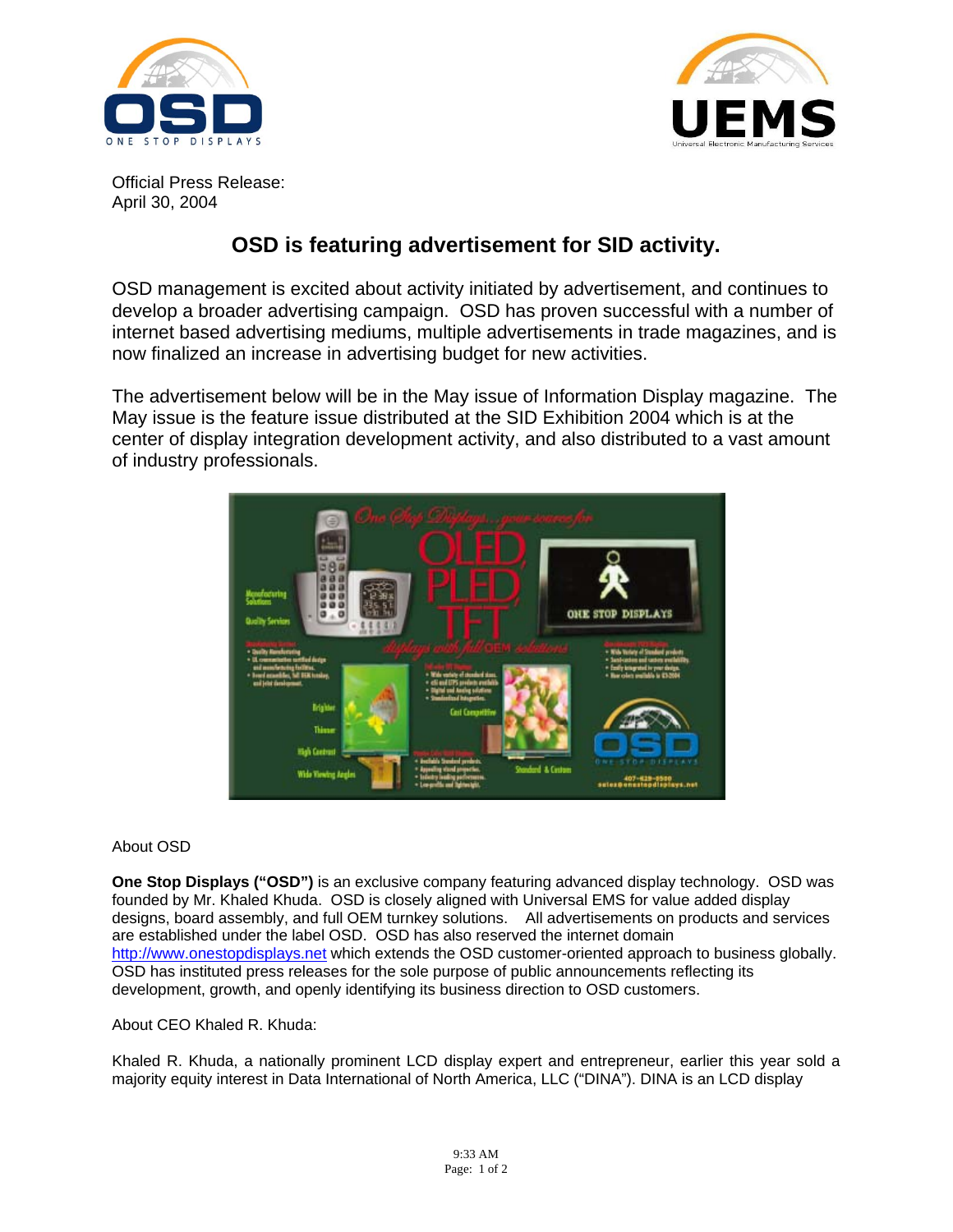Official Press Release:
April 30, 2004

# OSD is featuring advertisement for SID activity.

OSD management is excited about activity initiated by advertisement, and continues to develop a broader advertising campaign. OSD has proven successful with a number of internet based advertising mediums, multiple advertisements in trade magazines, and is now finalized an increase in advertising budget for new activities.

The advertisement below will be in the May issue of Information Display magazine. The May issue is the feature issue distributed at the SID Exhibition 2004 which is at the center of display integration development activity, and also distributed to a vast amount of industry professionals.

About OSD

**One Stop Displays ("OSD")** is an exclusive company featuring advanced display technology. OSD was founded by Mr. Khaled Khuda. OSD is closely aligned with Universal EMS for value added display designs, board assembly, and full OEM turnkey solutions. All advertisements on products and services are established under the label OSD. OSD has also reserved the internet domain http://www.onestopdisplays.net which extends the OSD customer-oriented approach to business globally. OSD has instituted press releases for the sole purpose of public announcements reflecting its development, growth, and openly identifying its business direction to OSD customers.

About CEO Khaled R. Khuda:

Khaled R. Khuda, a nationally prominent LCD display expert and entrepreneur, earlier this year sold a majority equity interest in Data International of North America, LLC ("DINA"). DINA is an LCD display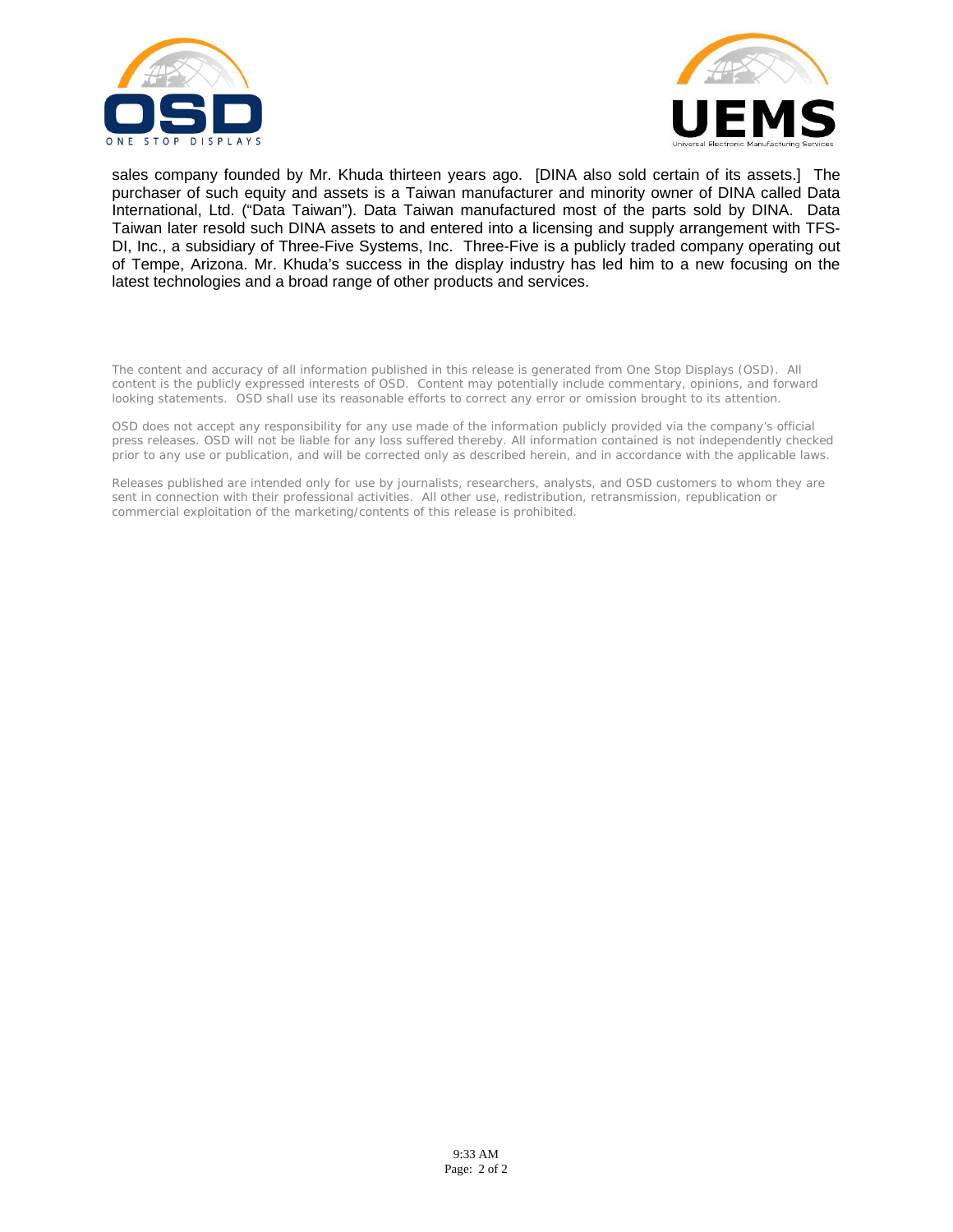sales company founded by Mr. Khuda thirteen years ago. [DINA also sold certain of its assets.] The purchaser of such equity and assets is a Taiwan manufacturer and minority owner of DINA called Data International, Ltd. ("Data Taiwan"). Data Taiwan manufactured most of the parts sold by DINA. Data Taiwan later resold such DINA assets to and entered into a licensing and supply arrangement with TFS-DI, Inc., a subsidiary of Three-Five Systems, Inc. Three-Five is a publicly traded company operating out of Tempe, Arizona. Mr. Khuda's success in the display industry has led him to a new focusing on the latest technologies and a broad range of other products and services.

The content and accuracy of all information published in this release is generated from One Stop Displays (OSD). All content is the publicly expressed interests of OSD. Content may potentially include commentary, opinions, and forward looking statements. OSD shall use its reasonable efforts to correct any error or omission brought to its attention.

OSD does not accept any responsibility for any use made of the information publicly provided via the company's official press releases. OSD will not be liable for any loss suffered thereby. All information contained is not independently checked prior to any use or publication, and will be corrected only as described herein, and in accordance with the applicable laws.

Releases published are intended only for use by journalists, researchers, analysts, and OSD customers to whom they are sent in connection with their professional activities. All other use, redistribution, retransmission, republication or commercial exploitation of the marketing/contents of this release is prohibited.

9:33 AM